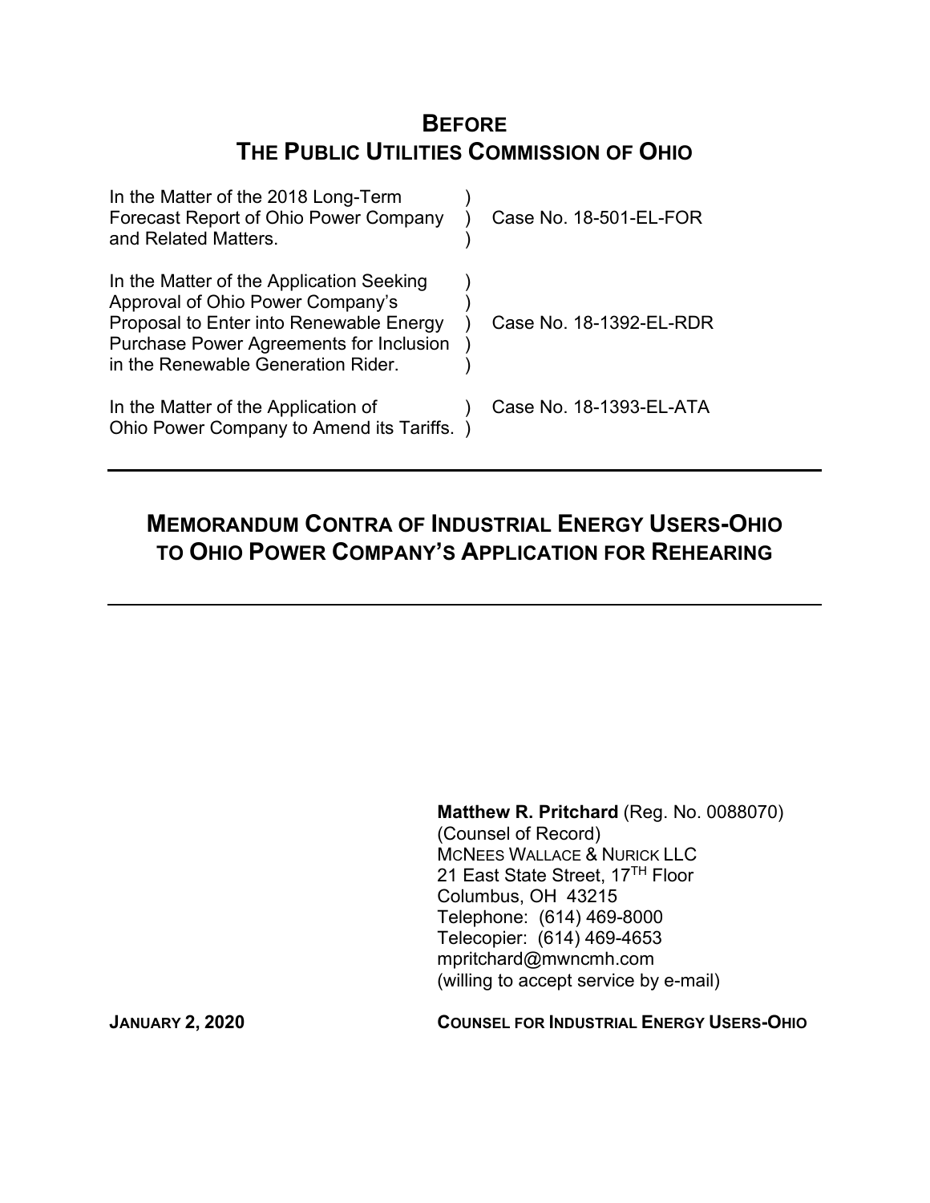# BEFORE
# THE PUBLIC UTILITIES COMMISSION OF OHIO

| | | |
|---|---|---|
| In the Matter of the 2018 Long-Term Forecast Report of Ohio Power Company and Related Matters. | ) | Case No. 18-501-EL-FOR |
| In the Matter of the Application Seeking Approval of Ohio Power Company's Proposal to Enter into Renewable Energy Purchase Power Agreements for Inclusion in the Renewable Generation Rider. | ) | Case No. 18-1392-EL-RDR |
| In the Matter of the Application of Ohio Power Company to Amend its Tariffs. | ) | Case No. 18-1393-EL-ATA |

---

## MEMORANDUM CONTRA OF INDUSTRIAL ENERGY USERS-OHIO TO OHIO POWER COMPANY'S APPLICATION FOR REHEARING

---

**Matthew R. Pritchard** (Reg. No. 0088070)
(Counsel of Record)
MCNEES WALLACE & NURICK LLC
21 East State Street, 17TH Floor
Columbus, OH 43215
Telephone: (614) 469-8000
Telecopier: (614) 469-4653
mpritchard@mwncmh.com
(willing to accept service by e-mail)

**JANUARY 2, 2020**

**COUNSEL FOR INDUSTRIAL ENERGY USERS-OHIO**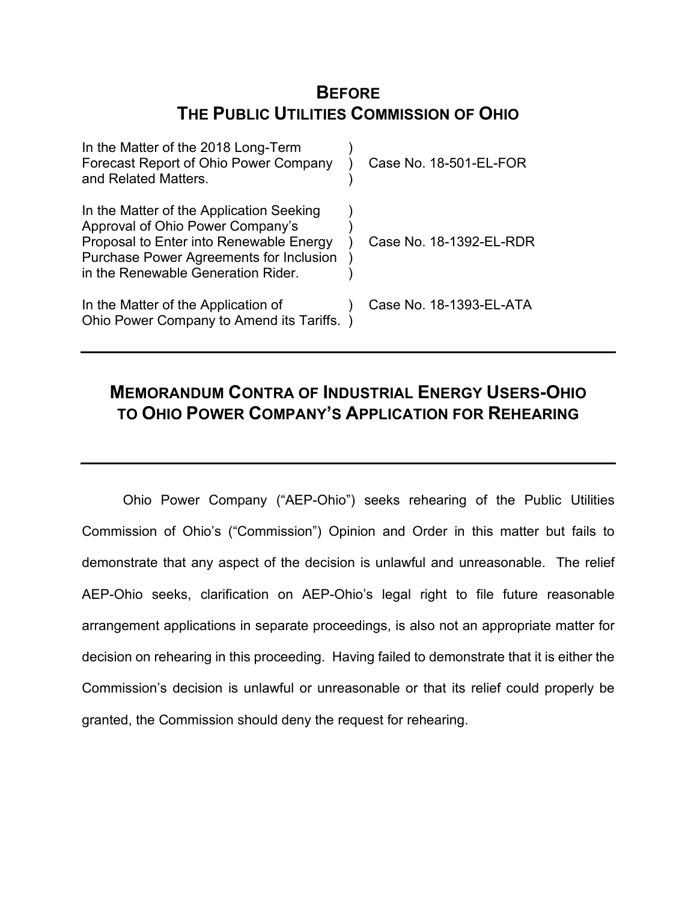# BEFORE THE PUBLIC UTILITIES COMMISSION OF OHIO

| | | |
|---|---|---|
| In the Matter of the 2018 Long-Term Forecast Report of Ohio Power Company and Related Matters. | ) | Case No. 18-501-EL-FOR |
| In the Matter of the Application Seeking Approval of Ohio Power Company's Proposal to Enter into Renewable Energy Purchase Power Agreements for Inclusion in the Renewable Generation Rider. | ) | Case No. 18-1392-EL-RDR |
| In the Matter of the Application of Ohio Power Company to Amend its Tariffs. | ) | Case No. 18-1393-EL-ATA |

---

## MEMORANDUM CONTRA OF INDUSTRIAL ENERGY USERS-OHIO TO OHIO POWER COMPANY'S APPLICATION FOR REHEARING

---

Ohio Power Company ("AEP-Ohio") seeks rehearing of the Public Utilities Commission of Ohio's ("Commission") Opinion and Order in this matter but fails to demonstrate that any aspect of the decision is unlawful and unreasonable. The relief AEP-Ohio seeks, clarification on AEP-Ohio's legal right to file future reasonable arrangement applications in separate proceedings, is also not an appropriate matter for decision on rehearing in this proceeding. Having failed to demonstrate that it is either the Commission's decision is unlawful or unreasonable or that its relief could properly be granted, the Commission should deny the request for rehearing.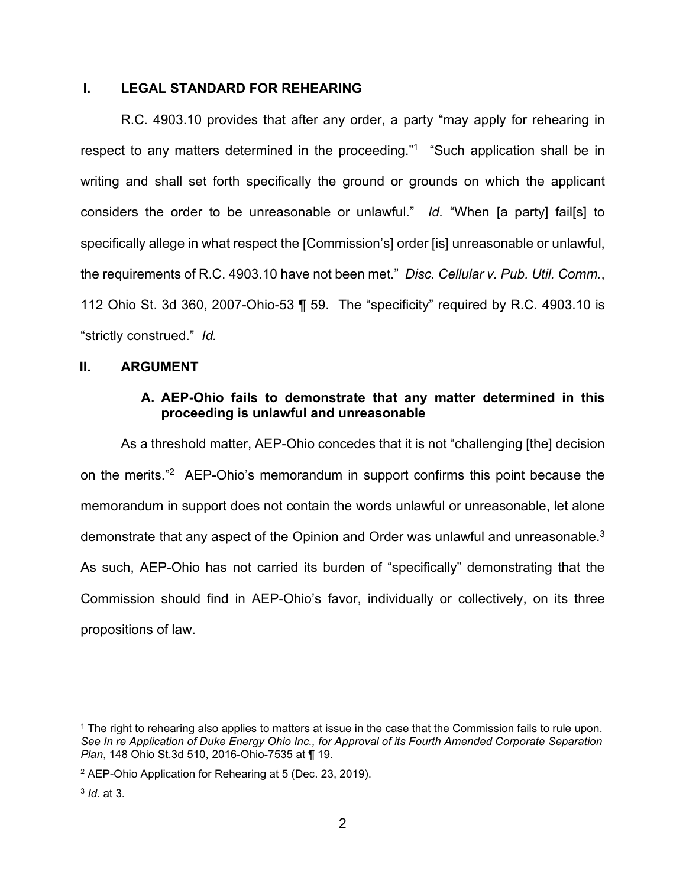## I. LEGAL STANDARD FOR REHEARING

R.C. 4903.10 provides that after any order, a party "may apply for rehearing in respect to any matters determined in the proceeding."[1] "Such application shall be in writing and shall set forth specifically the ground or grounds on which the applicant considers the order to be unreasonable or unlawful." *Id.* "When [a party] fail[s] to specifically allege in what respect the [Commission's] order [is] unreasonable or unlawful, the requirements of R.C. 4903.10 have not been met." *Disc. Cellular v. Pub. Util. Comm.*, 112 Ohio St. 3d 360, 2007-Ohio-53 ¶ 59. The "specificity" required by R.C. 4903.10 is "strictly construed." *Id.*

## II. ARGUMENT

### A. AEP-Ohio fails to demonstrate that any matter determined in this proceeding is unlawful and unreasonable

As a threshold matter, AEP-Ohio concedes that it is not "challenging [the] decision on the merits."[2] AEP-Ohio's memorandum in support confirms this point because the memorandum in support does not contain the words unlawful or unreasonable, let alone demonstrate that any aspect of the Opinion and Order was unlawful and unreasonable.[3] As such, AEP-Ohio has not carried its burden of "specifically" demonstrating that the Commission should find in AEP-Ohio's favor, individually or collectively, on its three propositions of law.

---

[1] The right to rehearing also applies to matters at issue in the case that the Commission fails to rule upon. *See In re Application of Duke Energy Ohio Inc., for Approval of its Fourth Amended Corporate Separation Plan*, 148 Ohio St.3d 510, 2016-Ohio-7535 at ¶ 19.

[2] AEP-Ohio Application for Rehearing at 5 (Dec. 23, 2019).

[3] *Id.* at 3.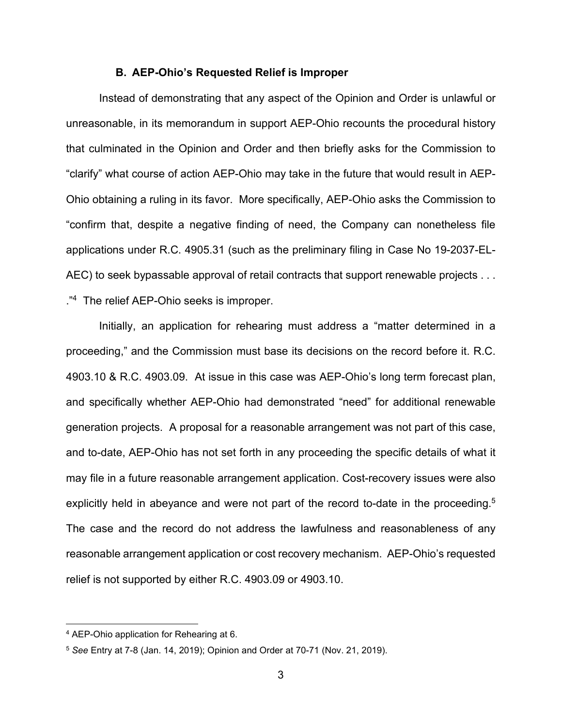### B. AEP-Ohio's Requested Relief is Improper

Instead of demonstrating that any aspect of the Opinion and Order is unlawful or unreasonable, in its memorandum in support AEP-Ohio recounts the procedural history that culminated in the Opinion and Order and then briefly asks for the Commission to "clarify" what course of action AEP-Ohio may take in the future that would result in AEP-Ohio obtaining a ruling in its favor. More specifically, AEP-Ohio asks the Commission to "confirm that, despite a negative finding of need, the Company can nonetheless file applications under R.C. 4905.31 (such as the preliminary filing in Case No 19-2037-EL-AEC) to seek bypassable approval of retail contracts that support renewable projects . . . ."[4] The relief AEP-Ohio seeks is improper.

Initially, an application for rehearing must address a "matter determined in a proceeding," and the Commission must base its decisions on the record before it. R.C. 4903.10 & R.C. 4903.09. At issue in this case was AEP-Ohio's long term forecast plan, and specifically whether AEP-Ohio had demonstrated "need" for additional renewable generation projects. A proposal for a reasonable arrangement was not part of this case, and to-date, AEP-Ohio has not set forth in any proceeding the specific details of what it may file in a future reasonable arrangement application. Cost-recovery issues were also explicitly held in abeyance and were not part of the record to-date in the proceeding.[5] The case and the record do not address the lawfulness and reasonableness of any reasonable arrangement application or cost recovery mechanism. AEP-Ohio's requested relief is not supported by either R.C. 4903.09 or 4903.10.

---

[4] AEP-Ohio application for Rehearing at 6.

[5] *See* Entry at 7-8 (Jan. 14, 2019); Opinion and Order at 70-71 (Nov. 21, 2019).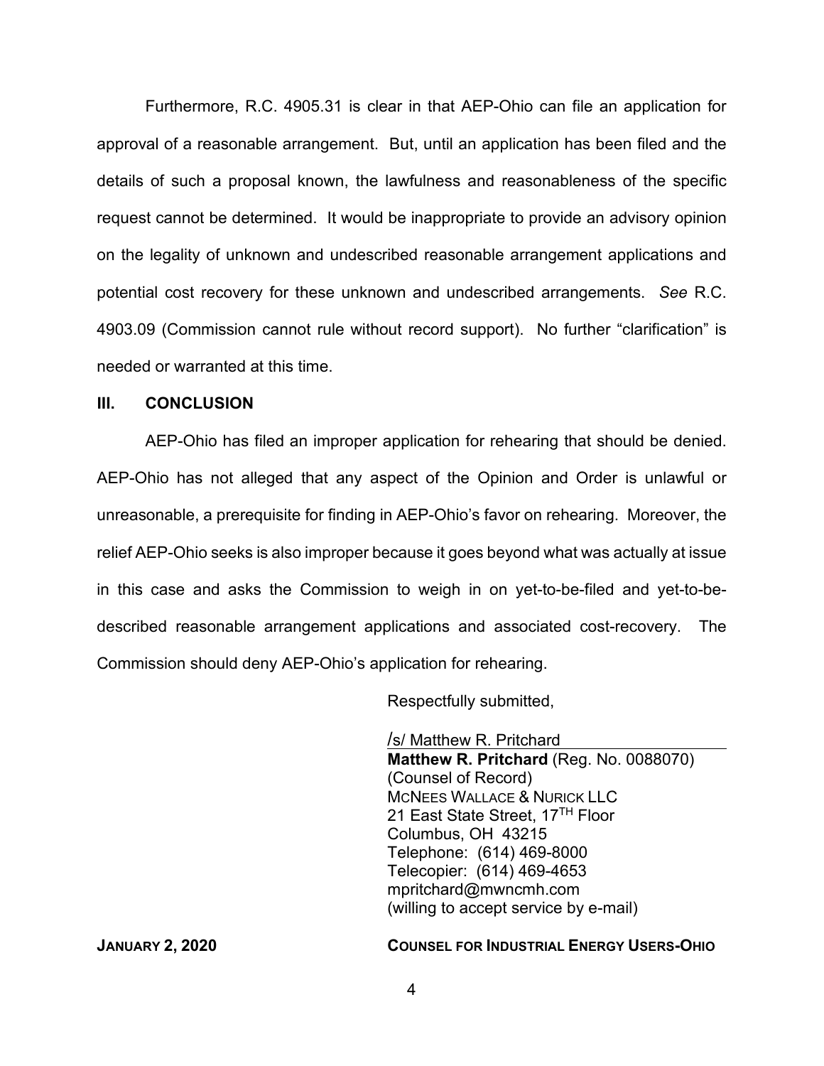Furthermore, R.C. 4905.31 is clear in that AEP-Ohio can file an application for approval of a reasonable arrangement. But, until an application has been filed and the details of such a proposal known, the lawfulness and reasonableness of the specific request cannot be determined. It would be inappropriate to provide an advisory opinion on the legality of unknown and undescribed reasonable arrangement applications and potential cost recovery for these unknown and undescribed arrangements. *See* R.C. 4903.09 (Commission cannot rule without record support). No further "clarification" is needed or warranted at this time.

## III. CONCLUSION

AEP-Ohio has filed an improper application for rehearing that should be denied. AEP-Ohio has not alleged that any aspect of the Opinion and Order is unlawful or unreasonable, a prerequisite for finding in AEP-Ohio's favor on rehearing. Moreover, the relief AEP-Ohio seeks is also improper because it goes beyond what was actually at issue in this case and asks the Commission to weigh in on yet-to-be-filed and yet-to-be-described reasonable arrangement applications and associated cost-recovery. The Commission should deny AEP-Ohio's application for rehearing.

Respectfully submitted,

/s/ Matthew R. Pritchard
**Matthew R. Pritchard** (Reg. No. 0088070)
(Counsel of Record)
McNees Wallace & Nurick LLC
21 East State Street, 17[TH] Floor
Columbus, OH 43215
Telephone: (614) 469-8000
Telecopier: (614) 469-4653
mpritchard@mwncmh.com
(willing to accept service by e-mail)

**January 2, 2020** **Counsel for Industrial Energy Users-Ohio**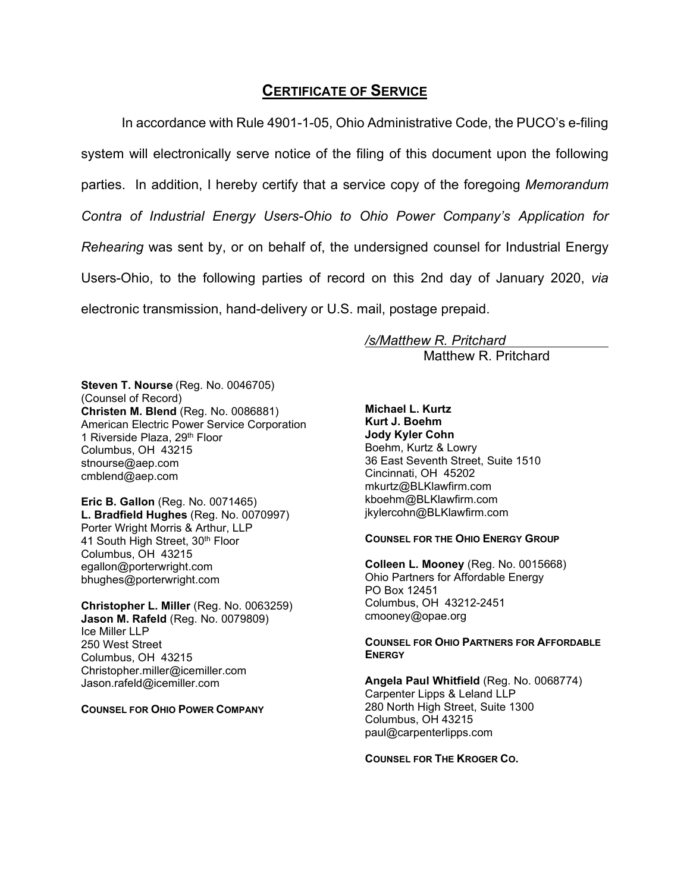## Certificate of Service

In accordance with Rule 4901-1-05, Ohio Administrative Code, the PUCO's e-filing system will electronically serve notice of the filing of this document upon the following parties. In addition, I hereby certify that a service copy of the foregoing *Memorandum Contra of Industrial Energy Users-Ohio to Ohio Power Company's Application for Rehearing* was sent by, or on behalf of, the undersigned counsel for Industrial Energy Users-Ohio, to the following parties of record on this 2nd day of January 2020, *via* electronic transmission, hand-delivery or U.S. mail, postage prepaid.

*/s/Matthew R. Pritchard*
Matthew R. Pritchard

**Steven T. Nourse** (Reg. No. 0046705)
(Counsel of Record)
**Christen M. Blend** (Reg. No. 0086881)
American Electric Power Service Corporation
1 Riverside Plaza, 29th Floor
Columbus, OH 43215
stnourse@aep.com
cmblend@aep.com

**Eric B. Gallon** (Reg. No. 0071465)
**L. Bradfield Hughes** (Reg. No. 0070997)
Porter Wright Morris & Arthur, LLP
41 South High Street, 30th Floor
Columbus, OH 43215
egallon@porterwright.com
bhughes@porterwright.com

**Christopher L. Miller** (Reg. No. 0063259)
**Jason M. Rafeld** (Reg. No. 0079809)
Ice Miller LLP
250 West Street
Columbus, OH 43215
Christopher.miller@icemiller.com
Jason.rafeld@icemiller.com

**Counsel for Ohio Power Company**

**Michael L. Kurtz**
**Kurt J. Boehm**
**Jody Kyler Cohn**
Boehm, Kurtz & Lowry
36 East Seventh Street, Suite 1510
Cincinnati, OH 45202
mkurtz@BLKlawfirm.com
kboehm@BLKlawfirm.com
jkylercohn@BLKlawfirm.com

**Counsel for the Ohio Energy Group**

**Colleen L. Mooney** (Reg. No. 0015668)
Ohio Partners for Affordable Energy
PO Box 12451
Columbus, OH 43212-2451
cmooney@opae.org

**Counsel for Ohio Partners for Affordable Energy**

**Angela Paul Whitfield** (Reg. No. 0068774)
Carpenter Lipps & Leland LLP
280 North High Street, Suite 1300
Columbus, OH 43215
paul@carpenterlipps.com

**Counsel for The Kroger Co.**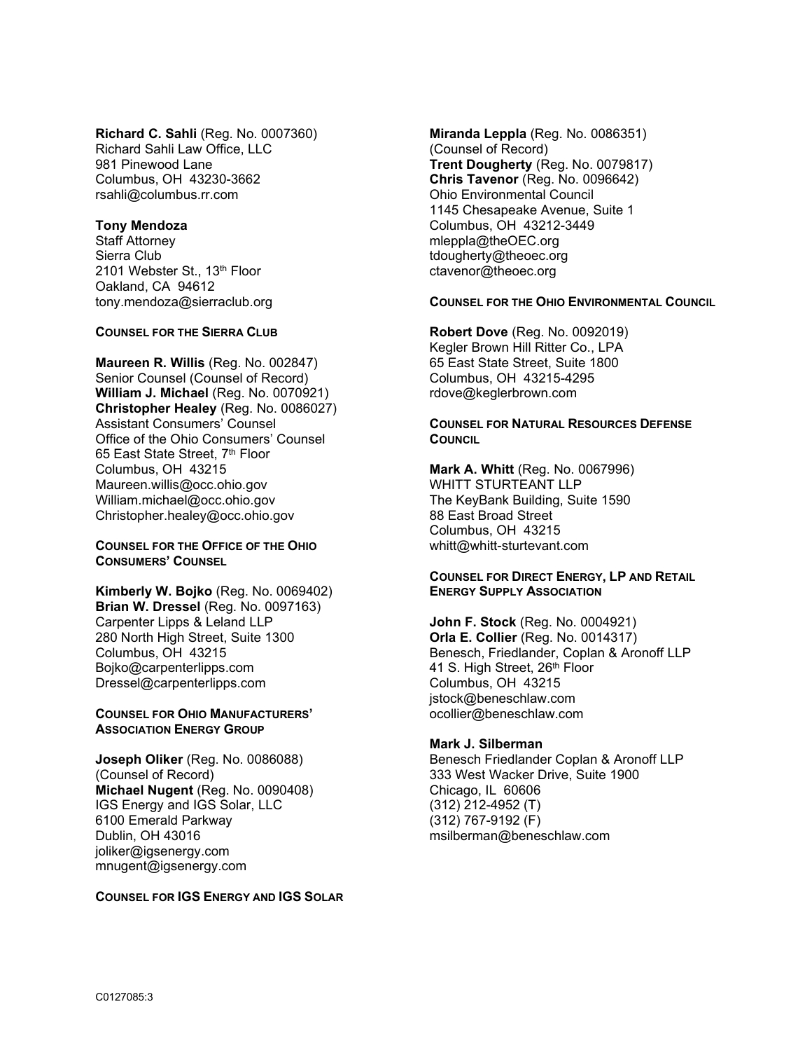**Richard C. Sahli** (Reg. No. 0007360)
Richard Sahli Law Office, LLC
981 Pinewood Lane
Columbus, OH 43230-3662
rsahli@columbus.rr.com

**Tony Mendoza**
Staff Attorney
Sierra Club
2101 Webster St., 13th Floor
Oakland, CA 94612
tony.mendoza@sierraclub.org

**COUNSEL FOR THE SIERRA CLUB**

**Maureen R. Willis** (Reg. No. 002847)
Senior Counsel (Counsel of Record)
**William J. Michael** (Reg. No. 0070921)
**Christopher Healey** (Reg. No. 0086027)
Assistant Consumers' Counsel
Office of the Ohio Consumers' Counsel
65 East State Street, 7th Floor
Columbus, OH 43215
Maureen.willis@occ.ohio.gov
William.michael@occ.ohio.gov
Christopher.healey@occ.ohio.gov

**COUNSEL FOR THE OFFICE OF THE OHIO CONSUMERS' COUNSEL**

**Kimberly W. Bojko** (Reg. No. 0069402)
**Brian W. Dressel** (Reg. No. 0097163)
Carpenter Lipps & Leland LLP
280 North High Street, Suite 1300
Columbus, OH 43215
Bojko@carpenterlipps.com
Dressel@carpenterlipps.com

**COUNSEL FOR OHIO MANUFACTURERS' ASSOCIATION ENERGY GROUP**

**Joseph Oliker** (Reg. No. 0086088)
(Counsel of Record)
**Michael Nugent** (Reg. No. 0090408)
IGS Energy and IGS Solar, LLC
6100 Emerald Parkway
Dublin, OH 43016
joliker@igsenergy.com
mnugent@igsenergy.com

**COUNSEL FOR IGS ENERGY AND IGS SOLAR**

**Miranda Leppla** (Reg. No. 0086351)
(Counsel of Record)
**Trent Dougherty** (Reg. No. 0079817)
**Chris Tavenor** (Reg. No. 0096642)
Ohio Environmental Council
1145 Chesapeake Avenue, Suite 1
Columbus, OH 43212-3449
mleppla@theOEC.org
tdougherty@theoec.org
ctavenor@theoec.org

**COUNSEL FOR THE OHIO ENVIRONMENTAL COUNCIL**

**Robert Dove** (Reg. No. 0092019)
Kegler Brown Hill Ritter Co., LPA
65 East State Street, Suite 1800
Columbus, OH 43215-4295
rdove@keglerbrown.com

**COUNSEL FOR NATURAL RESOURCES DEFENSE COUNCIL**

**Mark A. Whitt** (Reg. No. 0067996)
WHITT STURTEANT LLP
The KeyBank Building, Suite 1590
88 East Broad Street
Columbus, OH 43215
whitt@whitt-sturtevant.com

**COUNSEL FOR DIRECT ENERGY, LP AND RETAIL ENERGY SUPPLY ASSOCIATION**

**John F. Stock** (Reg. No. 0004921)
**Orla E. Collier** (Reg. No. 0014317)
Benesch, Friedlander, Coplan & Aronoff LLP
41 S. High Street, 26th Floor
Columbus, OH 43215
jstock@beneschlaw.com
ocollier@beneschlaw.com

**Mark J. Silberman**
Benesch Friedlander Coplan & Aronoff LLP
333 West Wacker Drive, Suite 1900
Chicago, IL 60606
(312) 212-4952 (T)
(312) 767-9192 (F)
msilberman@beneschlaw.com

C0127085:3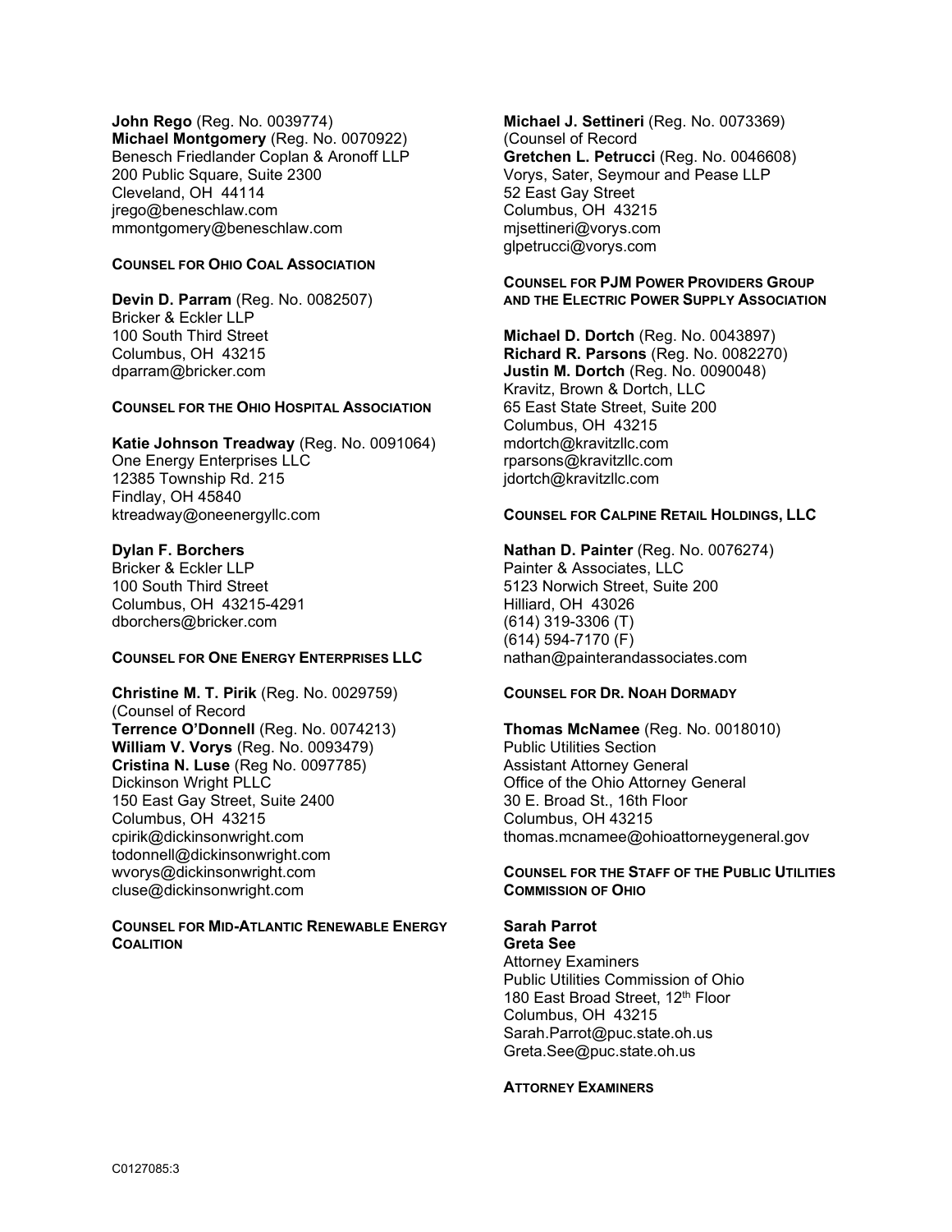**John Rego** (Reg. No. 0039774)
**Michael Montgomery** (Reg. No. 0070922)
Benesch Friedlander Coplan & Aronoff LLP
200 Public Square, Suite 2300
Cleveland, OH 44114
jrego@beneschlaw.com
mmontgomery@beneschlaw.com

**COUNSEL FOR OHIO COAL ASSOCIATION**

**Devin D. Parram** (Reg. No. 0082507)
Bricker & Eckler LLP
100 South Third Street
Columbus, OH 43215
dparram@bricker.com

**COUNSEL FOR THE OHIO HOSPITAL ASSOCIATION**

**Katie Johnson Treadway** (Reg. No. 0091064)
One Energy Enterprises LLC
12385 Township Rd. 215
Findlay, OH 45840
ktreadway@oneenergyllc.com

**Dylan F. Borchers**
Bricker & Eckler LLP
100 South Third Street
Columbus, OH 43215-4291
dborchers@bricker.com

**COUNSEL FOR ONE ENERGY ENTERPRISES LLC**

**Christine M. T. Pirik** (Reg. No. 0029759)
(Counsel of Record
**Terrence O'Donnell** (Reg. No. 0074213)
**William V. Vorys** (Reg. No. 0093479)
**Cristina N. Luse** (Reg No. 0097785)
Dickinson Wright PLLC
150 East Gay Street, Suite 2400
Columbus, OH 43215
cpirik@dickinsonwright.com
todonnell@dickinsonwright.com
wvorys@dickinsonwright.com
cluse@dickinsonwright.com

**COUNSEL FOR MID-ATLANTIC RENEWABLE ENERGY COALITION**

**Michael J. Settineri** (Reg. No. 0073369)
(Counsel of Record
**Gretchen L. Petrucci** (Reg. No. 0046608)
Vorys, Sater, Seymour and Pease LLP
52 East Gay Street
Columbus, OH 43215
mjsettineri@vorys.com
glpetrucci@vorys.com

**COUNSEL FOR PJM POWER PROVIDERS GROUP AND THE ELECTRIC POWER SUPPLY ASSOCIATION**

**Michael D. Dortch** (Reg. No. 0043897)
**Richard R. Parsons** (Reg. No. 0082270)
**Justin M. Dortch** (Reg. No. 0090048)
Kravitz, Brown & Dortch, LLC
65 East State Street, Suite 200
Columbus, OH 43215
mdortch@kravitzllc.com
rparsons@kravitzllc.com
jdortch@kravitzllc.com

**COUNSEL FOR CALPINE RETAIL HOLDINGS, LLC**

**Nathan D. Painter** (Reg. No. 0076274)
Painter & Associates, LLC
5123 Norwich Street, Suite 200
Hilliard, OH 43026
(614) 319-3306 (T)
(614) 594-7170 (F)
nathan@painterandassociates.com

**COUNSEL FOR DR. NOAH DORMADY**

**Thomas McNamee** (Reg. No. 0018010)
Public Utilities Section
Assistant Attorney General
Office of the Ohio Attorney General
30 E. Broad St., 16th Floor
Columbus, OH 43215
thomas.mcnamee@ohioattorneygeneral.gov

**COUNSEL FOR THE STAFF OF THE PUBLIC UTILITIES COMMISSION OF OHIO**

**Sarah Parrot**
**Greta See**
Attorney Examiners
Public Utilities Commission of Ohio
180 East Broad Street, 12th Floor
Columbus, OH 43215
Sarah.Parrot@puc.state.oh.us
Greta.See@puc.state.oh.us

**ATTORNEY EXAMINERS**

C0127085:3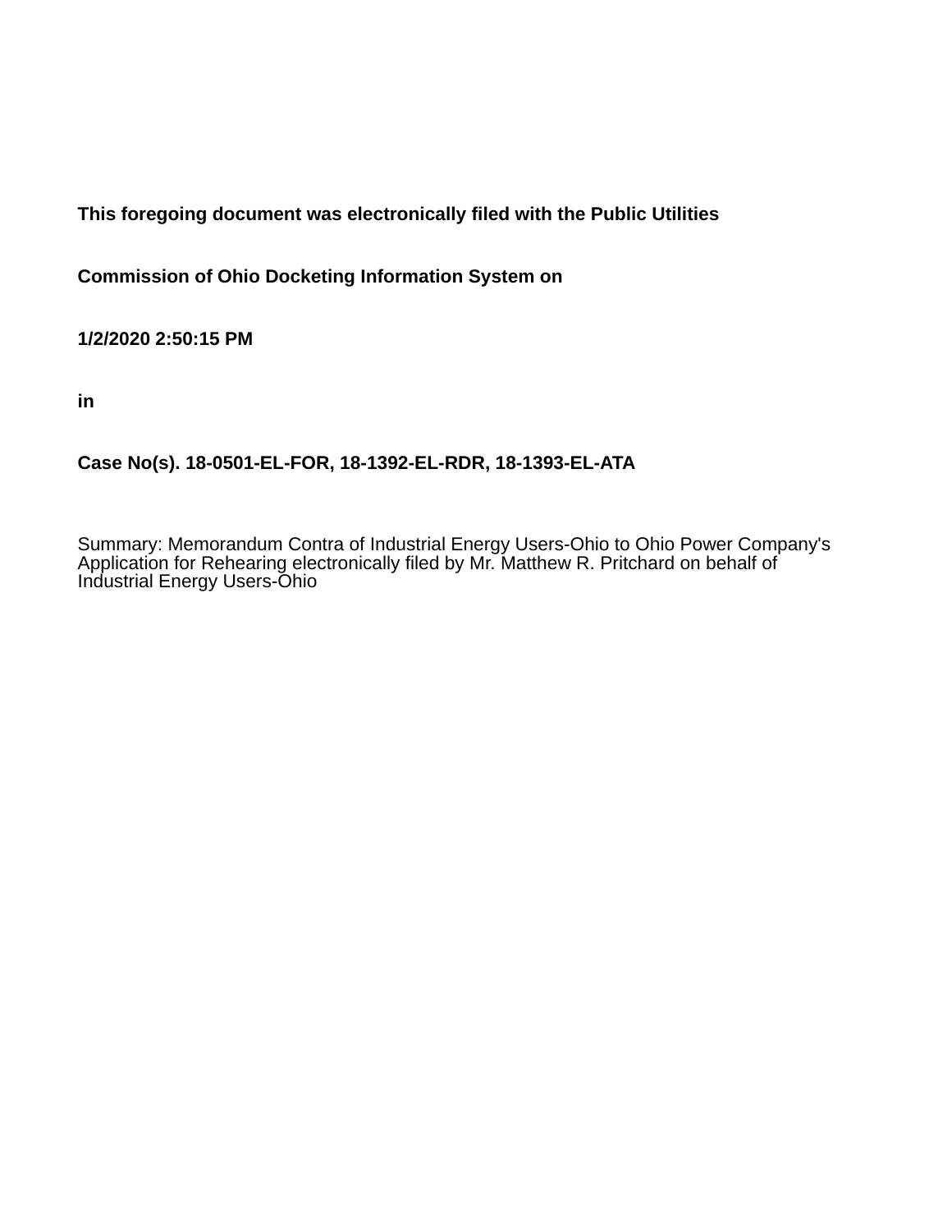**This foregoing document was electronically filed with the Public Utilities**

**Commission of Ohio Docketing Information System on**

**1/2/2020 2:50:15 PM**

**in**

**Case No(s). 18-0501-EL-FOR, 18-1392-EL-RDR, 18-1393-EL-ATA**

Summary: Memorandum Contra of Industrial Energy Users-Ohio to Ohio Power Company's Application for Rehearing electronically filed by Mr. Matthew R. Pritchard on behalf of Industrial Energy Users-Ohio